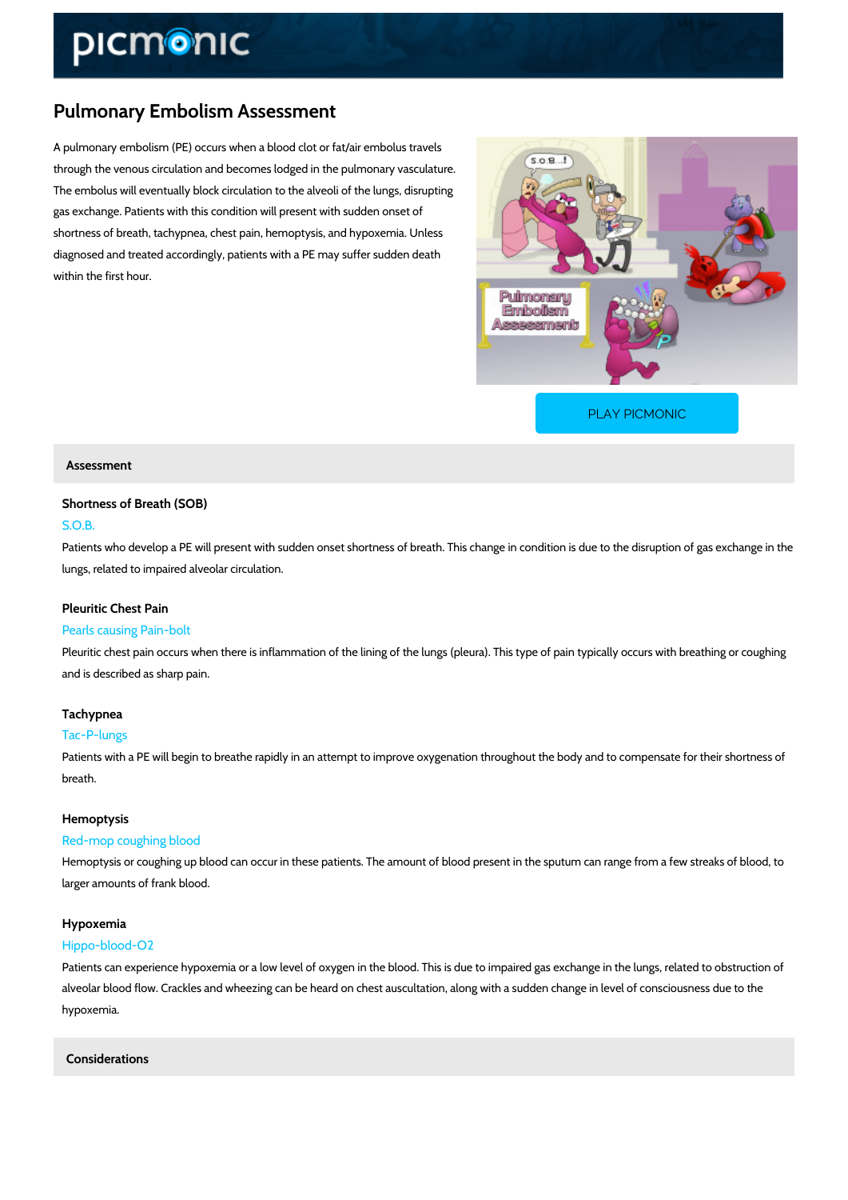# Pulmonary Embolism Assessment

A pulmonary embolism (PE) occurs when a blood clot or fat/air embolus travels through the venous circulation and becomes lodged in the pulmonary vasculature. The embolus will eventually block circulation to the alveoli of the lungs, disrupting gas exchange. Patients with this condition will present with sudden onset of shortness of breath, tachypnea, chest pain, hemoptysis, and hypoxemia. Unless diagnosed and treated accordingly, patients with a PE may suffer sudden death within the first hour.

PLAY PICMONIC

## Assessment

### Shortness of Breath (SOB)

S.O.B.

Patients who develop a PE will present with sudden onset shortness of breath. This change in condition is due to the disruption of gas exchange in the lungs, related to impaired alveolar circulation.

### Pleuritic Chest Pain

Pearls causing Pain-bolt

Pleuritic chest pain occurs when there is inflammation of the lining of the lungs (pleura). This type of pain typically occurs with breathing or coughing and is described as sharp pain.

### Tachypnea

Tac-P-lungs

Patients with a PE will begin to breathe rapidly in an attempt to improve oxygenation throughout the body and to compensate for their shortness of breath.

### Hemoptysis

Red-mop coughing blood

Hemoptysis or coughing up blood can occur in these patients. The amount of blood present in the sputum can range from a few streaks of blood, to larger amounts of frank blood.

### Hypoxemia

Hippo-blood-O2

Patients can experience hypoxemia or a low level of oxygen in the blood. This is due to impaired gas exchange in the lungs, related to obstruction of alveolar blood flow. Crackles and wheezing can be heard on chest auscultation, along with a sudden change in level of consciousness due to the hypoxemia.

## Considerations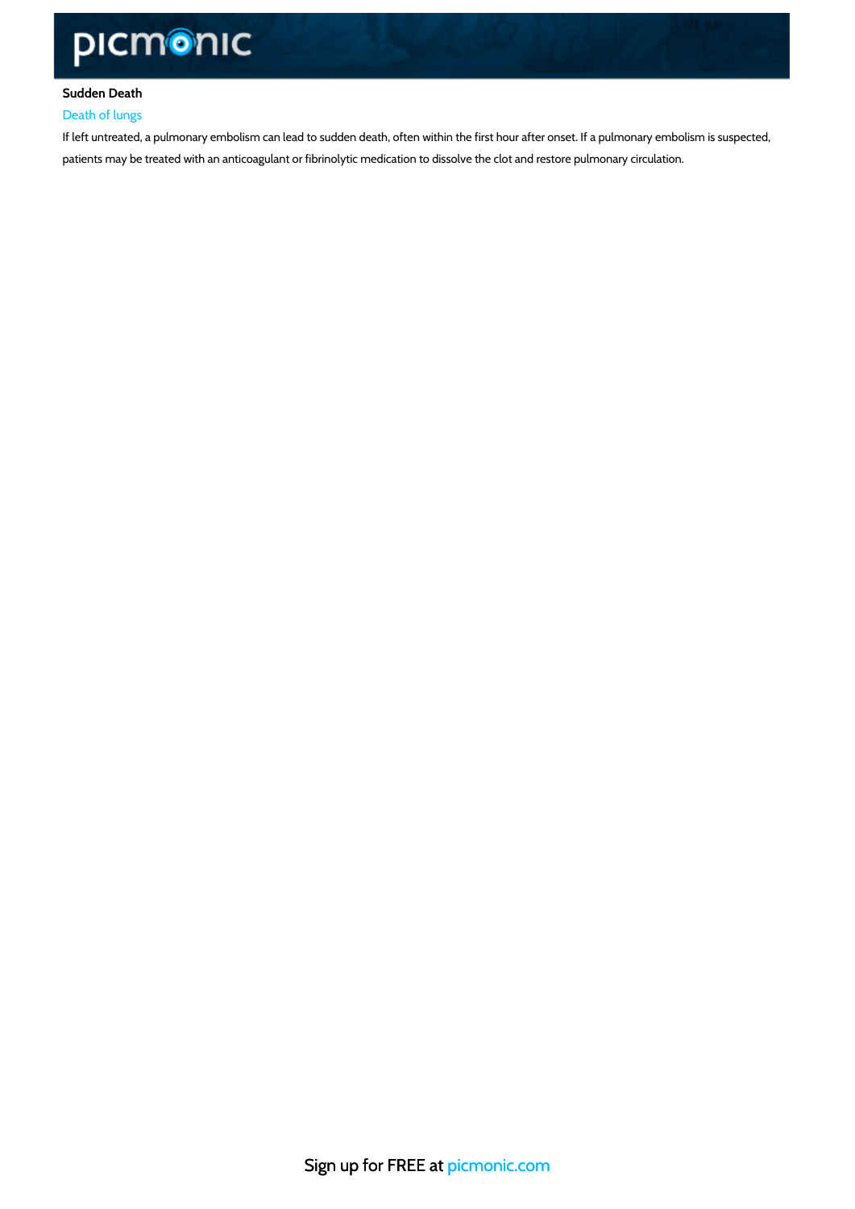**Sudden Death**

Death of lungs

If left untreated, a pulmonary embolism can lead to sudden death, often within the first hour after onset. If a pulmonary embolism is suspected, patients may be treated with an anticoagulant or fibrinolytic medication to dissolve the clot and restore pulmonary circulation.